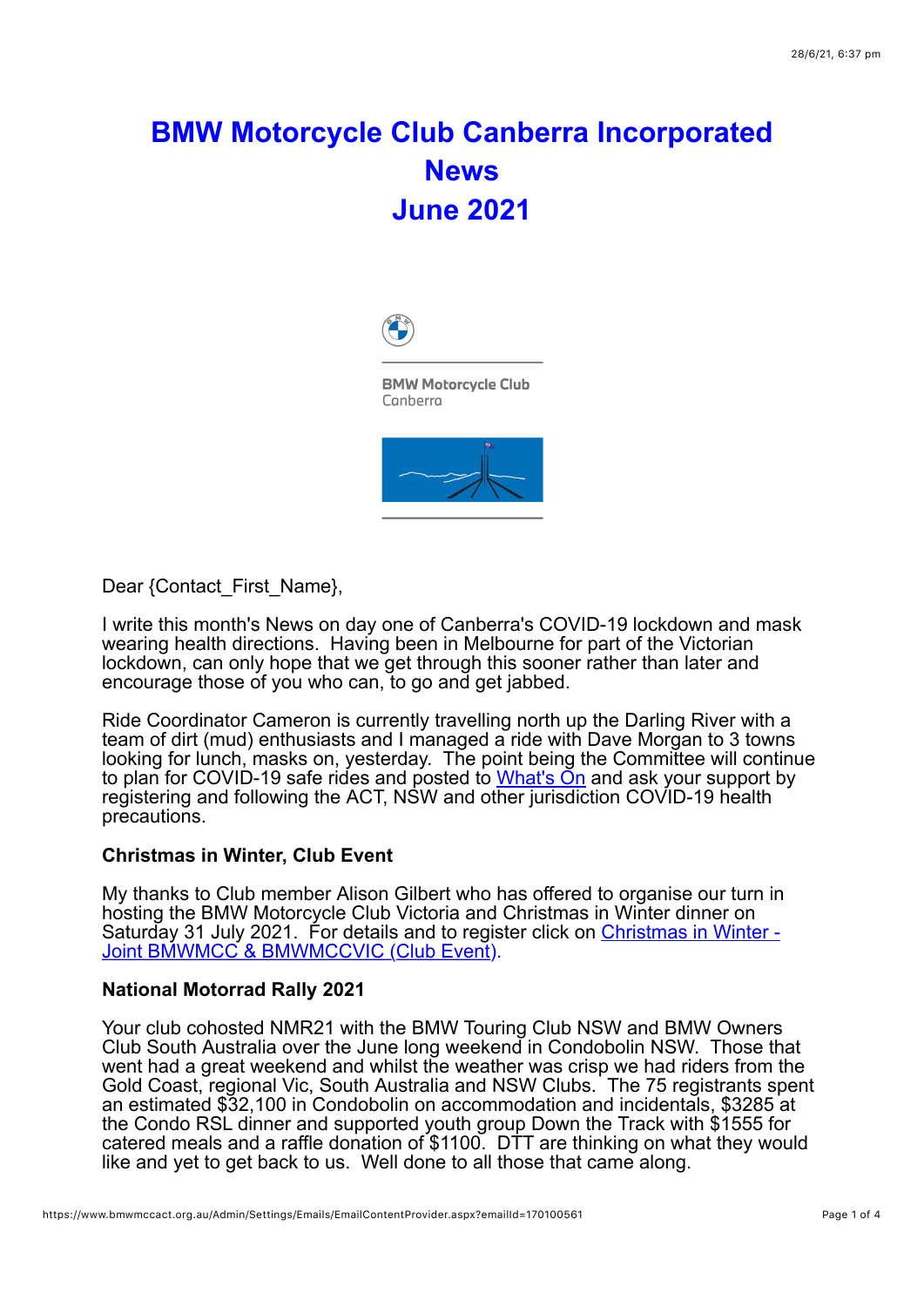# BMW Motorcycle Club Canberra Incorporated News June 2021

BMW Motorcycle Club
Canberra

Dear {Contact_First_Name},

I write this month's News on day one of Canberra's COVID-19 lockdown and mask wearing health directions. Having been in Melbourne for part of the Victorian lockdown, can only hope that we get through this sooner rather than later and encourage those of you who can, to go and get jabbed.

Ride Coordinator Cameron is currently travelling north up the Darling River with a team of dirt (mud) enthusiasts and I managed a ride with Dave Morgan to 3 towns looking for lunch, masks on, yesterday. The point being the Committee will continue to plan for COVID-19 safe rides and posted to [What's On] and ask your support by registering and following the ACT, NSW and other jurisdiction COVID-19 health precautions.

**Christmas in Winter, Club Event**

My thanks to Club member Alison Gilbert who has offered to organise our turn in hosting the BMW Motorcycle Club Victoria and Christmas in Winter dinner on Saturday 31 July 2021. For details and to register click on [Christmas in Winter - Joint BMWMCC & BMWMCCVIC (Club Event)].

**National Motorrad Rally 2021**

Your club cohosted NMR21 with the BMW Touring Club NSW and BMW Owners Club South Australia over the June long weekend in Condobolin NSW. Those that went had a great weekend and whilst the weather was crisp we had riders from the Gold Coast, regional Vic, South Australia and NSW Clubs. The 75 registrants spent an estimated $32,100 in Condobolin on accommodation and incidentals, $3285 at the Condo RSL dinner and supported youth group Down the Track with $1555 for catered meals and a raffle donation of $1100. DTT are thinking on what they would like and yet to get back to us. Well done to all those that came along.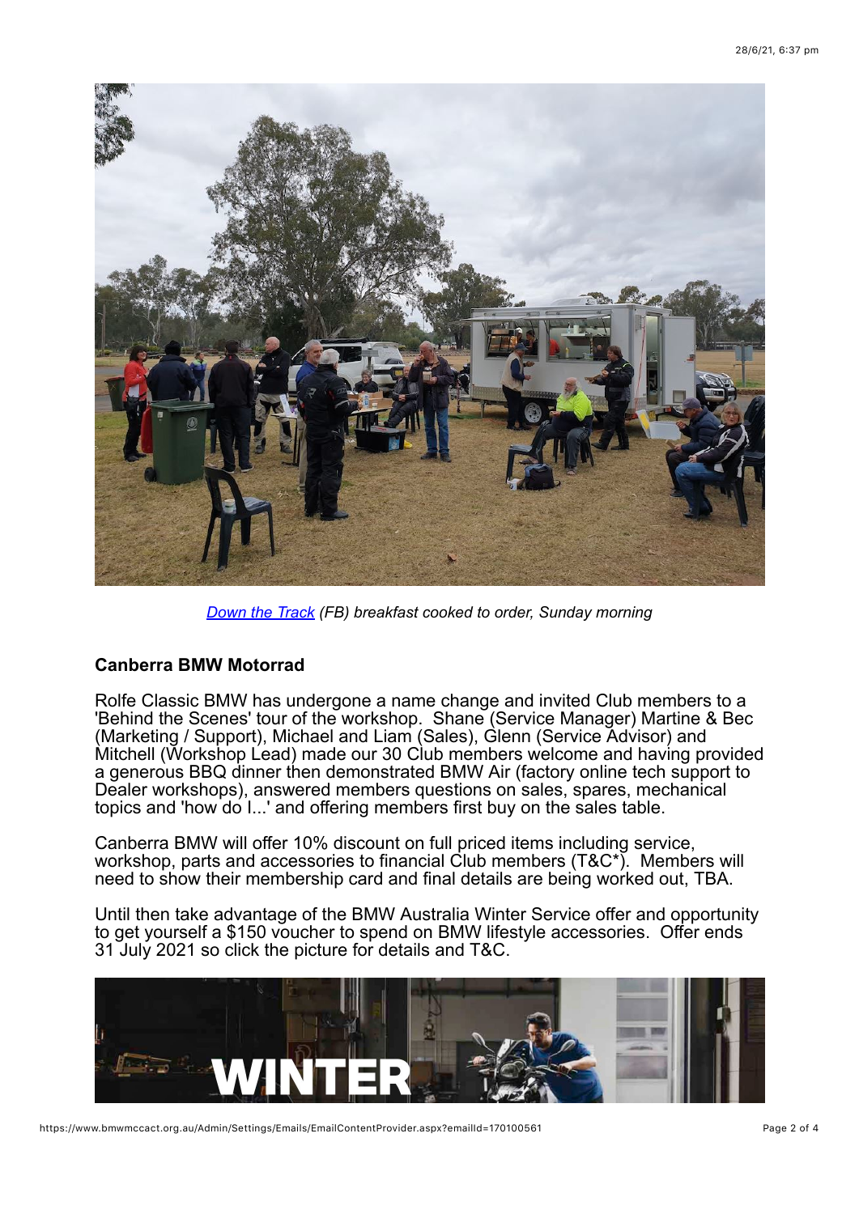*[Down the Track](#) (FB) breakfast cooked to order, Sunday morning*

**Canberra BMW Motorrad**

Rolfe Classic BMW has undergone a name change and invited Club members to a 'Behind the Scenes' tour of the workshop. Shane (Service Manager) Martine & Bec (Marketing / Support), Michael and Liam (Sales), Glenn (Service Advisor) and Mitchell (Workshop Lead) made our 30 Club members welcome and having provided a generous BBQ dinner then demonstrated BMW Air (factory online tech support to Dealer workshops), answered members questions on sales, spares, mechanical topics and 'how do I...' and offering members first buy on the sales table.

Canberra BMW will offer 10% discount on full priced items including service, workshop, parts and accessories to financial Club members (T&C*). Members will need to show their membership card and final details are being worked out, TBA.

Until then take advantage of the BMW Australia Winter Service offer and opportunity to get yourself a $150 voucher to spend on BMW lifestyle accessories. Offer ends 31 July 2021 so click the picture for details and T&C.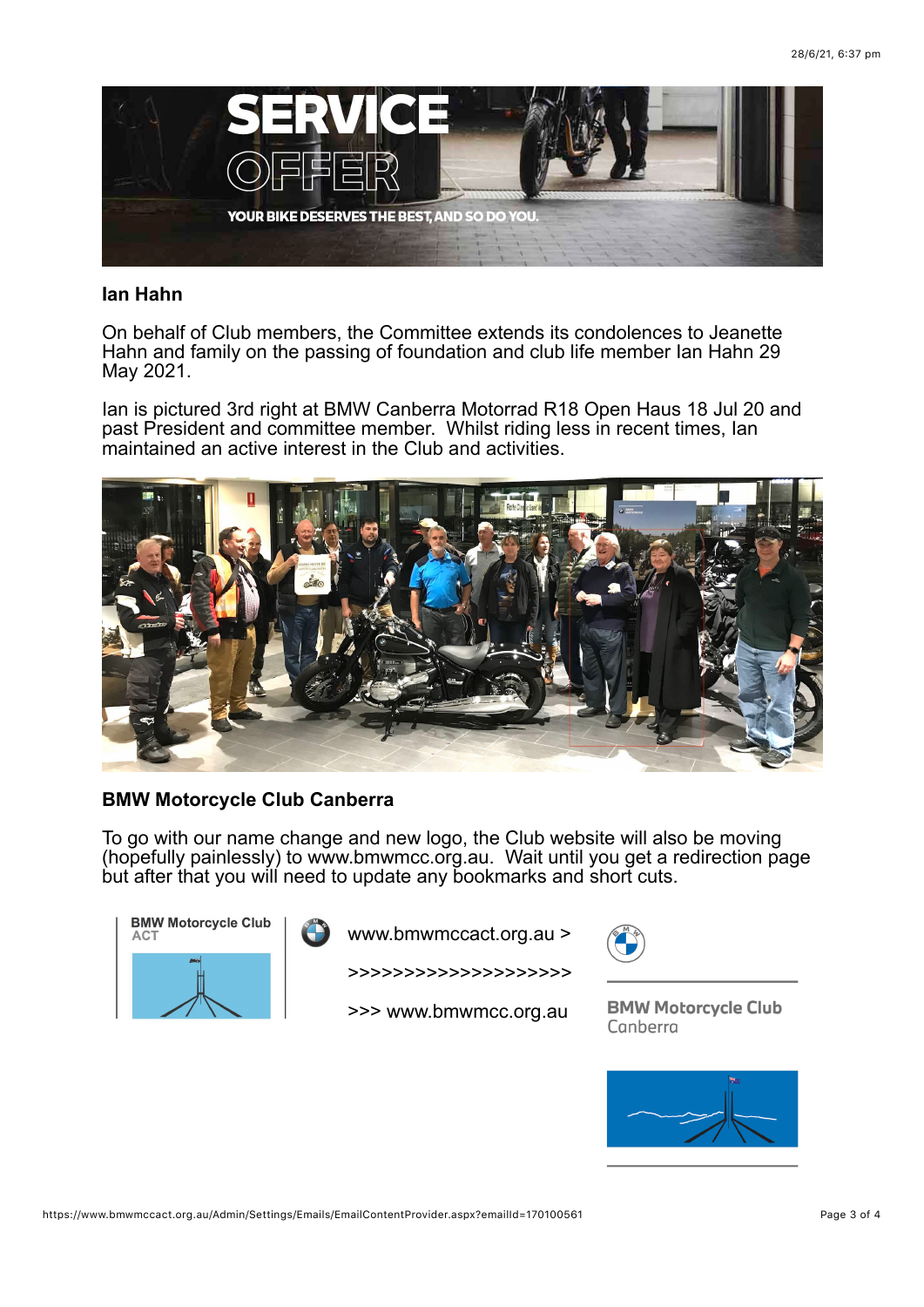## Ian Hahn

On behalf of Club members, the Committee extends its condolences to Jeanette Hahn and family on the passing of foundation and club life member Ian Hahn 29 May 2021.

Ian is pictured 3rd right at BMW Canberra Motorrad R18 Open Haus 18 Jul 20 and past President and committee member. Whilst riding less in recent times, Ian maintained an active interest in the Club and activities.

## BMW Motorcycle Club Canberra

To go with our name change and new logo, the Club website will also be moving (hopefully painlessly) to www.bmwmcc.org.au. Wait until you get a redirection page but after that you will need to update any bookmarks and short cuts.

www.bmwmccact.org.au >

\>>>>>>>>>>>>>>>>>>>>>

\>>> www.bmwmcc.org.au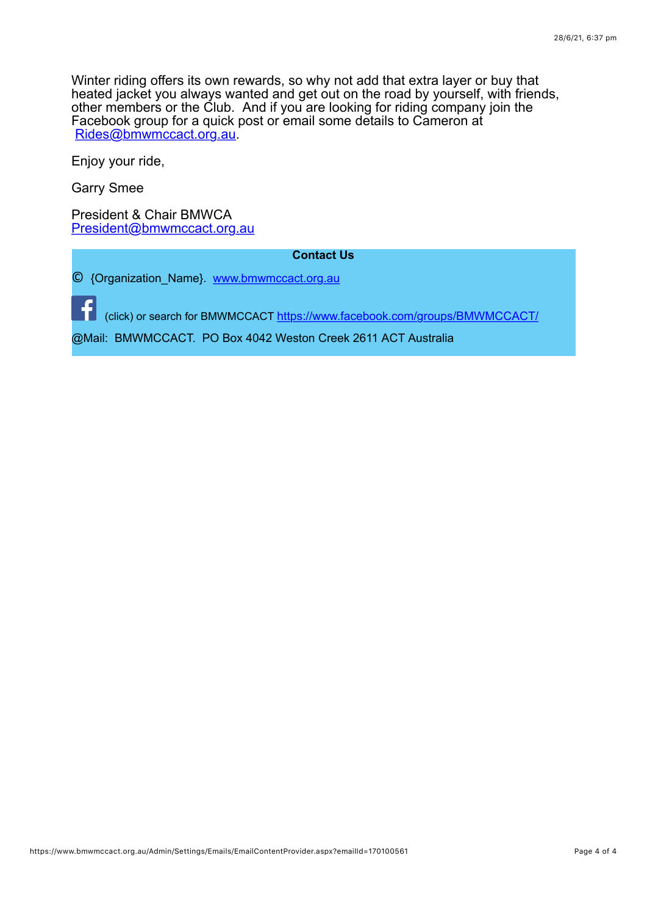Winter riding offers its own rewards, so why not add that extra layer or buy that heated jacket you always wanted and get out on the road by yourself, with friends, other members or the Club. And if you are looking for riding company join the Facebook group for a quick post or email some details to Cameron at Rides@bmwmccact.org.au.

Enjoy your ride,

Garry Smee

President & Chair BMWCA
President@bmwmccact.org.au

**Contact Us**

© {Organization_Name}. www.bmwmccact.org.au

(click) or search for BMWMCCACT https://www.facebook.com/groups/BMWMCCACT/

@Mail: BMWMCCACT. PO Box 4042 Weston Creek 2611 ACT Australia